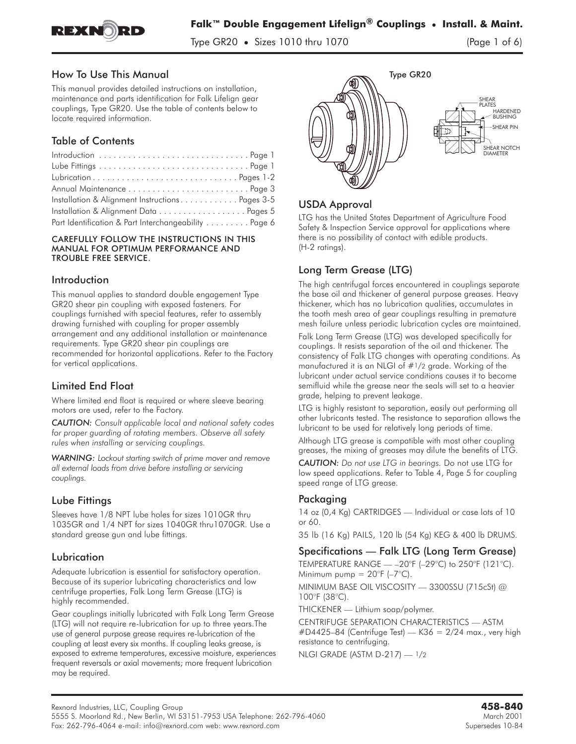# Falk™ Double Engagement Lifelign® Couplings • Install. & Maint.

Type GR20 • Sizes 1010 thru 1070

## How To Use This Manual

This manual provides detailed instructions on installation, maintenance and parts identification for Falk Lifelign gear couplings, Type GR20. Use the table of contents below to locate required information.

## Table of Contents

| | |
|---|---|
| Introduction | Page 1 |
| Lube Fittings | Page 1 |
| Lubrication | Pages 1-2 |
| Annual Maintenance | Page 3 |
| Installation & Alignment Instructions | Pages 3-5 |
| Installation & Alignment Data | Pages 5 |
| Part Identification & Part Interchangeability | Page 6 |

**CAREFULLY FOLLOW THE INSTRUCTIONS IN THIS MANUAL FOR OPTIMUM PERFORMANCE AND TROUBLE FREE SERVICE.**

## Introduction

This manual applies to standard double engagement Type GR20 shear pin coupling with exposed fasteners. For couplings furnished with special features, refer to assembly drawing furnished with coupling for proper assembly arrangement and any additional installation or maintenance requirements. Type GR20 shear pin couplings are recommended for horizontal applications. Refer to the Factory for vertical applications.

## Limited End Float

Where limited end float is required or where sleeve bearing motors are used, refer to the Factory.

***CAUTION:*** *Consult applicable local and national safety codes for proper guarding of rotating members. Observe all safety rules when installing or servicing couplings.*

***WARNING:*** *Lockout starting switch of prime mover and remove all external loads from drive before installing or servicing couplings.*

## Lube Fittings

Sleeves have 1/8 NPT lube holes for sizes 1010GR thru 1035GR and 1/4 NPT for sizes 1040GR thru1070GR. Use a standard grease gun and lube fittings.

## Lubrication

Adequate lubrication is essential for satisfactory operation. Because of its superior lubricating characteristics and low centrifuge properties, Falk Long Term Grease (LTG) is highly recommended.

Gear couplings initially lubricated with Falk Long Term Grease (LTG) will not require re-lubrication for up to three years.The use of general purpose grease requires re-lubrication of the coupling at least every six months. If coupling leaks grease, is exposed to extreme temperatures, excessive moisture, experiences frequent reversals or axial movements; more frequent lubrication may be required.

Type GR20

SHEAR PLATES
HARDENED BUSHING
SHEAR PIN
SHEAR NOTCH DIAMETER

## USDA Approval

LTG has the United States Department of Agriculture Food Safety & Inspection Service approval for applications where there is no possibility of contact with edible products. (H-2 ratings).

## Long Term Grease (LTG)

The high centrifugal forces encountered in couplings separate the base oil and thickener of general purpose greases. Heavy thickener, which has no lubrication qualities, accumulates in the tooth mesh area of gear couplings resulting in premature mesh failure unless periodic lubrication cycles are maintained.

Falk Long Term Grease (LTG) was developed specifically for couplings. It resists separation of the oil and thickener. The consistency of Falk LTG changes with operating conditions. As manufactured it is an NLGI of #1/2 grade. Working of the lubricant under actual service conditions causes it to become semifluid while the grease near the seals will set to a heavier grade, helping to prevent leakage.

LTG is highly resistant to separation, easily out performing all other lubricants tested. The resistance to separation allows the lubricant to be used for relatively long periods of time.

Although LTG grease is compatible with most other coupling greases, the mixing of greases may dilute the benefits of LTG.

***CAUTION:*** *Do not use LTG in bearings.* Do not use LTG for low speed applications. Refer to Table 4, Page 5 for coupling speed range of LTG grease.

## Packaging

14 oz (0,4 Kg) CARTRIDGES — Individual or case lots of 10 or 60.

35 lb (16 Kg) PAILS, 120 lb (54 Kg) KEG & 400 lb DRUMS.

## Specifications — Falk LTG (Long Term Grease)

TEMPERATURE RANGE — –20°F (–29°C) to 250°F (121°C). Minimum pump = 20°F (–7°C).

MINIMUM BASE OIL VISCOSITY — 3300SSU (715cSt) @ 100°F (38°C).

THICKENER — Lithium soap/polymer.

CENTRIFUGE SEPARATION CHARACTERISTICS — ASTM #D4425–84 (Centrifuge Test) — K36 = 2/24 max., very high resistance to centrifuging.

NLGI GRADE (ASTM D-217) — 1/2

Rexnord Industries, LLC, Coupling Group
5555 S. Moorland Rd., New Berlin, WI 53151-7953 USA Telephone: 262-796-4060
Fax: 262-796-4064 e-mail: info@rexnord.com web: www.rexnord.com

**458-840**
March 2001
Supersedes 10-84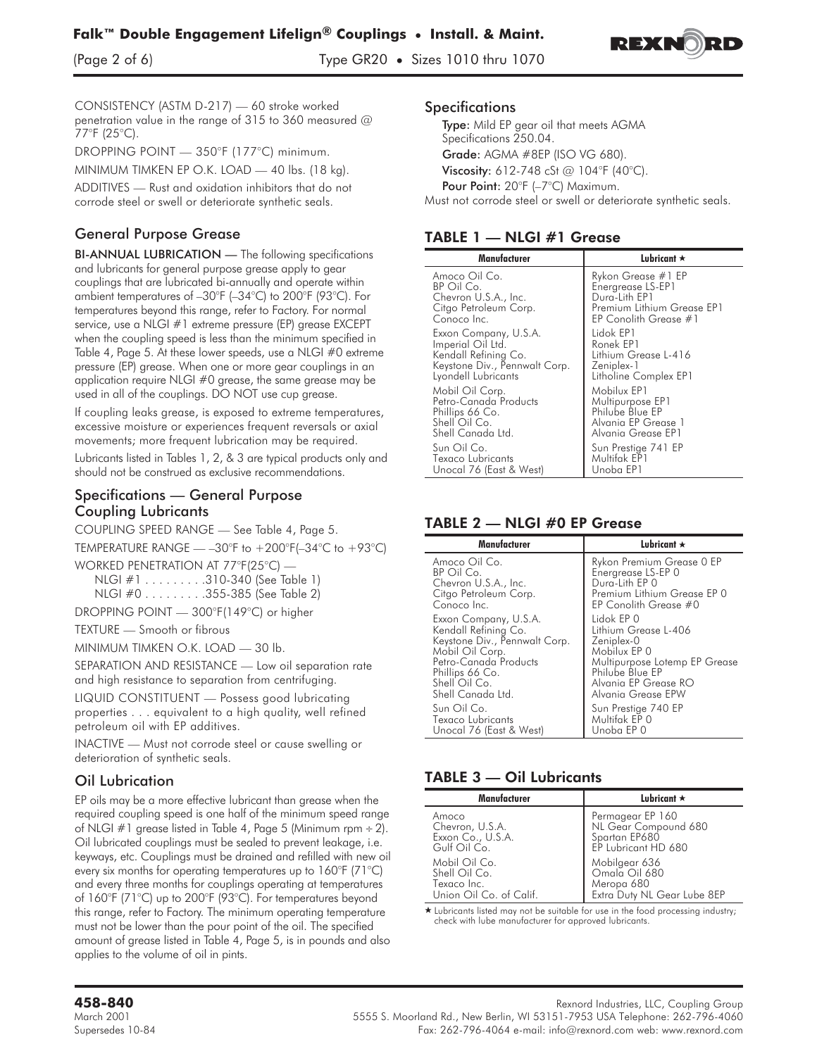CONSISTENCY (ASTM D-217) — 60 stroke worked penetration value in the range of 315 to 360 measured @ 77°F (25°C).

DROPPING POINT — 350°F (177°C) minimum.

MINIMUM TIMKEN EP O.K. LOAD — 40 lbs. (18 kg).

ADDITIVES — Rust and oxidation inhibitors that do not corrode steel or swell or deteriorate synthetic seals.

## General Purpose Grease

**BI-ANNUAL LUBRICATION** — The following specifications and lubricants for general purpose grease apply to gear couplings that are lubricated bi-annually and operate within ambient temperatures of –30°F (–34°C) to 200°F (93°C). For temperatures beyond this range, refer to Factory. For normal service, use a NLGI #1 extreme pressure (EP) grease EXCEPT when the coupling speed is less than the minimum specified in Table 4, Page 5. At these lower speeds, use a NLGI #0 extreme pressure (EP) grease. When one or more gear couplings in an application require NLGI #0 grease, the same grease may be used in all of the couplings. DO NOT use cup grease.

If coupling leaks grease, is exposed to extreme temperatures, excessive moisture or experiences frequent reversals or axial movements; more frequent lubrication may be required.

Lubricants listed in Tables 1, 2, & 3 are typical products only and should not be construed as exclusive recommendations.

## Specifications — General Purpose Coupling Lubricants

COUPLING SPEED RANGE — See Table 4, Page 5.

TEMPERATURE RANGE — –30°F to +200°F(–34°C to +93°C)

WORKED PENETRATION AT 77°F(25°C) —
NLGI #1 . . . . . . . . .310-340 (See Table 1)
NLGI #0 . . . . . . . . .355-385 (See Table 2)

DROPPING POINT — 300°F(149°C) or higher

TEXTURE — Smooth or fibrous

MINIMUM TIMKEN O.K. LOAD — 30 lb.

SEPARATION AND RESISTANCE — Low oil separation rate and high resistance to separation from centrifuging.

LIQUID CONSTITUENT — Possess good lubricating properties . . . equivalent to a high quality, well refined petroleum oil with EP additives.

INACTIVE — Must not corrode steel or cause swelling or deterioration of synthetic seals.

## Oil Lubrication

EP oils may be a more effective lubricant than grease when the required coupling speed is one half of the minimum speed range of NLGI #1 grease listed in Table 4, Page 5 (Minimum rpm ÷ 2). Oil lubricated couplings must be sealed to prevent leakage, i.e. keyways, etc. Couplings must be drained and refilled with new oil every six months for operating temperatures up to 160°F (71°C) and every three months for couplings operating at temperatures of 160°F (71°C) up to 200°F (93°C). For temperatures beyond this range, refer to Factory. The minimum operating temperature must not be lower than the pour point of the oil. The specified amount of grease listed in Table 4, Page 5, is in pounds and also applies to the volume of oil in pints.

## Specifications

**Type:** Mild EP gear oil that meets AGMA Specifications 250.04.

**Grade:** AGMA #8EP (ISO VG 680).

**Viscosity:** 612-748 cSt @ 104°F (40°C).

**Pour Point:** 20°F (–7°C) Maximum.

Must not corrode steel or swell or deteriorate synthetic seals.

## TABLE 1 — NLGI #1 Grease

| Manufacturer | Lubricant ★ |
|---|---|
| Amoco Oil Co. | Rykon Grease #1 EP |
| BP Oil Co. | Energrease LS-EP1 |
| Chevron U.S.A., Inc. | Dura-Lith EP1 |
| Citgo Petroleum Corp. | Premium Lithium Grease EP1 |
| Conoco Inc. | EP Conolith Grease #1 |
| Exxon Company, U.S.A. | Lidok EP1 |
| Imperial Oil Ltd. | Ronek EP1 |
| Kendall Refining Co. | Lithium Grease L-416 |
| Keystone Div., Pennwalt Corp. | Zeniplex-1 |
| Lyondell Lubricants | Litholine Complex EP1 |
| Mobil Oil Corp. | Mobilux EP1 |
| Petro-Canada Products | Multipurpose EP1 |
| Phillips 66 Co. | Philube Blue EP |
| Shell Oil Co. | Alvania EP Grease 1 |
| Shell Canada Ltd. | Alvania Grease EP1 |
| Sun Oil Co. | Sun Prestige 741 EP |
| Texaco Lubricants | Multifak EP1 |
| Unocal 76 (East & West) | Unoba EP1 |

## TABLE 2 — NLGI #0 EP Grease

| Manufacturer | Lubricant ★ |
|---|---|
| Amoco Oil Co. | Rykon Premium Grease 0 EP |
| BP Oil Co. | Energrease LS-EP 0 |
| Chevron U.S.A., Inc. | Dura-Lith EP 0 |
| Citgo Petroleum Corp. | Premium Lithium Grease EP 0 |
| Conoco Inc. | EP Conolith Grease #0 |
| Exxon Company, U.S.A. | Lidok EP 0 |
| Kendall Refining Co. | Lithium Grease L-406 |
| Keystone Div., Pennwalt Corp. | Zeniplex-0 |
| Mobil Oil Corp. | Mobilux EP 0 |
| Petro-Canada Products | Multipurpose Lotemp EP Grease |
| Phillips 66 Co. | Philube Blue EP |
| Shell Oil Co. | Alvania EP Grease RO |
| Shell Canada Ltd. | Alvania Grease EPW |
| Sun Oil Co. | Sun Prestige 740 EP |
| Texaco Lubricants | Multifak EP 0 |
| Unocal 76 (East & West) | Unoba EP 0 |

## TABLE 3 — Oil Lubricants

| Manufacturer | Lubricant ★ |
|---|---|
| Amoco | Permagear EP 160 |
| Chevron, U.S.A. | NL Gear Compound 680 |
| Exxon Co., U.S.A. | Spartan EP680 |
| Gulf Oil Co. | EP Lubricant HD 680 |
| Mobil Oil Co. | Mobilgear 636 |
| Shell Oil Co. | Omala Oil 680 |
| Texaco Inc. | Meropa 680 |
| Union Oil Co. of Calif. | Extra Duty NL Gear Lube 8EP |

★ Lubricants listed may not be suitable for use in the food processing industry; check with lube manufacturer for approved lubricants.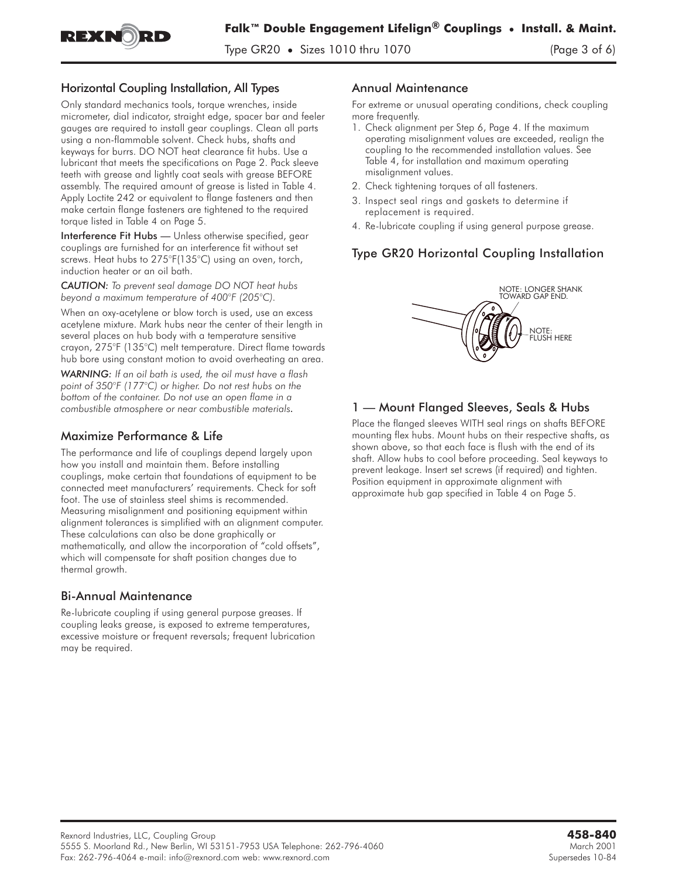## Horizontal Coupling Installation, All Types

Only standard mechanics tools, torque wrenches, inside micrometer, dial indicator, straight edge, spacer bar and feeler gauges are required to install gear couplings. Clean all parts using a non-flammable solvent. Check hubs, shafts and keyways for burrs. DO NOT heat clearance fit hubs. Use a lubricant that meets the specifications on Page 2. Pack sleeve teeth with grease and lightly coat seals with grease BEFORE assembly. The required amount of grease is listed in Table 4. Apply Loctite 242 or equivalent to flange fasteners and then make certain flange fasteners are tightened to the required torque listed in Table 4 on Page 5.

**Interference Fit Hubs** — Unless otherwise specified, gear couplings are furnished for an interference fit without set screws. Heat hubs to 275°F(135°C) using an oven, torch, induction heater or an oil bath.

*CAUTION: To prevent seal damage DO NOT heat hubs beyond a maximum temperature of 400°F (205°C).*

When an oxy-acetylene or blow torch is used, use an excess acetylene mixture. Mark hubs near the center of their length in several places on hub body with a temperature sensitive crayon, 275°F (135°C) melt temperature. Direct flame towards hub bore using constant motion to avoid overheating an area.

*WARNING: If an oil bath is used, the oil must have a flash point of 350°F (177°C) or higher. Do not rest hubs on the bottom of the container. Do not use an open flame in a combustible atmosphere or near combustible materials.*

## Maximize Performance & Life

The performance and life of couplings depend largely upon how you install and maintain them. Before installing couplings, make certain that foundations of equipment to be connected meet manufacturers' requirements. Check for soft foot. The use of stainless steel shims is recommended. Measuring misalignment and positioning equipment within alignment tolerances is simplified with an alignment computer. These calculations can also be done graphically or mathematically, and allow the incorporation of "cold offsets", which will compensate for shaft position changes due to thermal growth.

## Bi-Annual Maintenance

Re-lubricate coupling if using general purpose greases. If coupling leaks grease, is exposed to extreme temperatures, excessive moisture or frequent reversals; frequent lubrication may be required.

## Annual Maintenance

For extreme or unusual operating conditions, check coupling more frequently.

1. Check alignment per Step 6, Page 4. If the maximum operating misalignment values are exceeded, realign the coupling to the recommended installation values. See Table 4, for installation and maximum operating misalignment values.
2. Check tightening torques of all fasteners.
3. Inspect seal rings and gaskets to determine if replacement is required.
4. Re-lubricate coupling if using general purpose grease.

## Type GR20 Horizontal Coupling Installation

NOTE: LONGER SHANK TOWARD GAP END.

NOTE: FLUSH HERE

## 1 — Mount Flanged Sleeves, Seals & Hubs

Place the flanged sleeves WITH seal rings on shafts BEFORE mounting flex hubs. Mount hubs on their respective shafts, as shown above, so that each face is flush with the end of its shaft. Allow hubs to cool before proceeding. Seal keyways to prevent leakage. Insert set screws (if required) and tighten. Position equipment in approximate alignment with approximate hub gap specified in Table 4 on Page 5.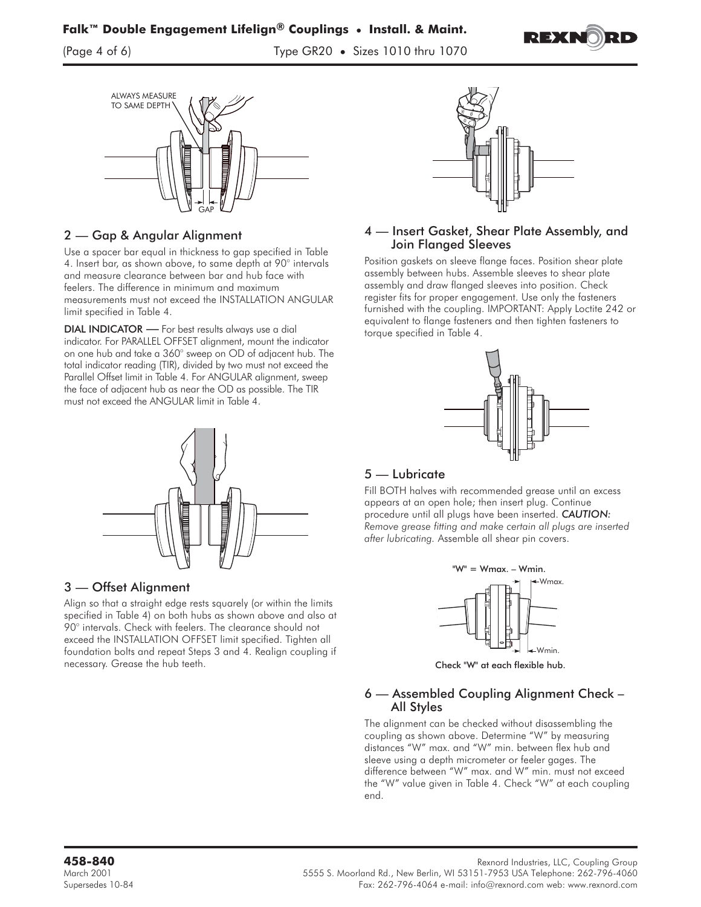ALWAYS MEASURE TO SAME DEPTH

GAP

## 2 — Gap & Angular Alignment

Use a spacer bar equal in thickness to gap specified in Table 4. Insert bar, as shown above, to same depth at 90° intervals and measure clearance between bar and hub face with feelers. The difference in minimum and maximum measurements must not exceed the INSTALLATION ANGULAR limit specified in Table 4.

**DIAL INDICATOR —** For best results always use a dial indicator. For PARALLEL OFFSET alignment, mount the indicator on one hub and take a 360° sweep on OD of adjacent hub. The total indicator reading (TIR), divided by two must not exceed the Parallel Offset limit in Table 4. For ANGULAR alignment, sweep the face of adjacent hub as near the OD as possible. The TIR must not exceed the ANGULAR limit in Table 4.

## 3 — Offset Alignment

Align so that a straight edge rests squarely (or within the limits specified in Table 4) on both hubs as shown above and also at 90° intervals. Check with feelers. The clearance should not exceed the INSTALLATION OFFSET limit specified. Tighten all foundation bolts and repeat Steps 3 and 4. Realign coupling if necessary. Grease the hub teeth.

## 4 — Insert Gasket, Shear Plate Assembly, and Join Flanged Sleeves

Position gaskets on sleeve flange faces. Position shear plate assembly between hubs. Assemble sleeves to shear plate assembly and draw flanged sleeves into position. Check register fits for proper engagement. Use only the fasteners furnished with the coupling. IMPORTANT: Apply Loctite 242 or equivalent to flange fasteners and then tighten fasteners to torque specified in Table 4.

## 5 — Lubricate

Fill BOTH halves with recommended grease until an excess appears at an open hole; then insert plug. Continue procedure until all plugs have been inserted. ***CAUTION:*** *Remove grease fitting and make certain all plugs are inserted after lubricating.* Assemble all shear pin covers.

**"W" = Wmax. – Wmin.**

Wmax.

Wmin.

**Check "W" at each flexible hub.**

## 6 — Assembled Coupling Alignment Check – All Styles

The alignment can be checked without disassembling the coupling as shown above. Determine "W" by measuring distances "W" max. and "W" min. between flex hub and sleeve using a depth micrometer or feeler gages. The difference between "W" max. and W" min. must not exceed the "W" value given in Table 4. Check "W" at each coupling end.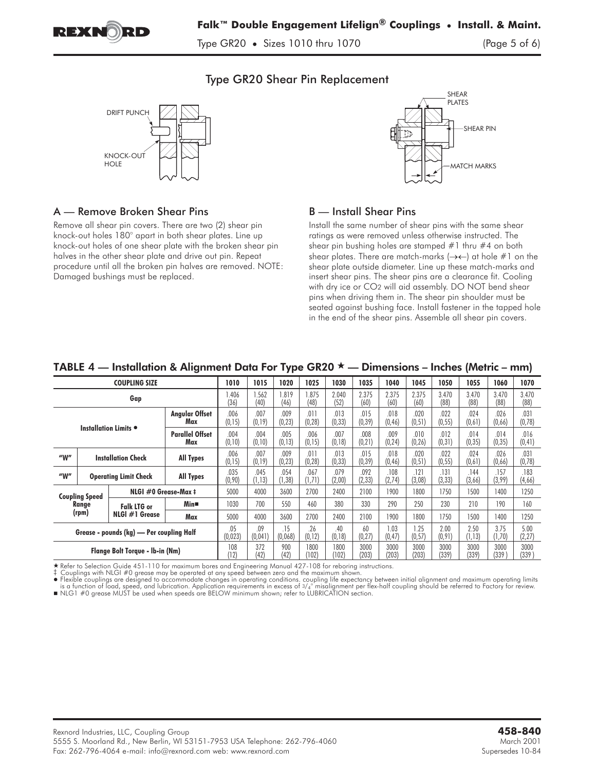## Type GR20 Shear Pin Replacement

DRIFT PUNCH

KNOCK-OUT HOLE

SHEAR PLATES

SHEAR PIN

MATCH MARKS

### A — Remove Broken Shear Pins

Remove all shear pin covers. There are two (2) shear pin knock-out holes 180° apart in both shear plates. Line up knock-out holes of one shear plate with the broken shear pin halves in the other shear plate and drive out pin. Repeat procedure until all the broken pin halves are removed. NOTE: Damaged bushings must be replaced.

### B — Install Shear Pins

Install the same number of shear pins with the same shear ratings as were removed unless otherwise instructed. The shear pin bushing holes are stamped #1 thru #4 on both shear plates. There are match-marks (→←) at hole #1 on the shear plate outside diameter. Line up these match-marks and insert shear pins. The shear pins are a clearance fit. Cooling with dry ice or $CO_2$ will aid assembly. DO NOT bend shear pins when driving them in. The shear pin shoulder must be seated against bushing face. Install fastener in the tapped hole in the end of the shear pins. Assemble all shear pin covers.

### TABLE 4 — Installation & Alignment Data For Type GR20 ★ — Dimensions – Inches (Metric – mm)

| COUPLING SIZE | | | 1010 | 1015 | 1020 | 1025 | 1030 | 1035 | 1040 | 1045 | 1050 | 1055 | 1060 | 1070 |
|---|---|---|---|---|---|---|---|---|---|---|---|---|---|---|
| Gap | | | 1.406 (36) | 1.562 (40) | 1.819 (46) | 1.875 (48) | 2.040 (52) | 2.375 (60) | 2.375 (60) | 2.375 (60) | 3.470 (88) | 3.470 (88) | 3.470 (88) | 3.470 (88) |
| Installation Limits ● | | Angular Offset Max | .006 (0,15) | .007 (0,19) | .009 (0,23) | .011 (0,28) | .013 (0,33) | .015 (0,39) | .018 (0,46) | .020 (0,51) | .022 (0,55) | .024 (0,61) | .026 (0,66) | .031 (0,78) |
| | | Parallel Offset Max | .004 (0,10) | .004 (0,10) | .005 (0,13) | .006 (0,15) | .007 (0,18) | .008 (0,21) | .009 (0,24) | .010 (0,26) | .012 (0,31) | .014 (0,35) | .014 (0,35) | .016 (0,41) |
| "W" | Installation Check | All Types | .006 (0,15) | .007 (0,19) | .009 (0,23) | .011 (0,28) | .013 (0,33) | .015 (0,39) | .018 (0,46) | .020 (0,51) | .022 (0,55) | .024 (0,61) | .026 (0,66) | .031 (0,78) |
| "W" | Operating Limit Check | All Types | .035 (0,90) | .045 (1,13) | .054 (1,38) | .067 (1,71) | .079 (2,00) | .092 (2,33) | .108 (2,74) | .121 (3,08) | .131 (3,33) | .144 (3,66) | .157 (3,99) | .183 (4,66) |
| Coupling Speed Range (rpm) | NLGI #0 Grease-Max ‡ | | 5000 | 4000 | 3600 | 2700 | 2400 | 2100 | 1900 | 1800 | 1750 | 1500 | 1400 | 1250 |
| | Falk LTG or NLGI #1 Grease | Min■ | 1030 | 700 | 550 | 460 | 380 | 330 | 290 | 250 | 230 | 210 | 190 | 160 |
| | | Max | 5000 | 4000 | 3600 | 2700 | 2400 | 2100 | 1900 | 1800 | 1750 | 1500 | 1400 | 1250 |
| Grease - pounds (kg) — Per coupling Half | | | .05 (0,023) | .09 (0,041) | .15 (0,068) | .26 (0,12) | .40 (0,18) | 60 (0,27) | 1.03 (0,47) | 1.25 (0,57) | 2.00 (0,91) | 2.50 (1,13) | 3.75 (1,70) | 5.00 (2,27) |
| Flange Bolt Torque - lb-in (Nm) | | | 108 (12) | 372 (42) | 900 (42) | 1800 (102) | 1800 (102) | 3000 (203) | 3000 (203) | 3000 (203) | 3000 (339) | 3000 (339) | 3000 (339) | 3000 (339) |

★ Refer to Selection Guide 451-110 for maximum bores and Engineering Manual 427-108 for reboring instructions.
‡ Couplings with NLGI #0 grease may be operated at any speed between zero and the maximum shown.
● Flexible couplings are designed to accommodate changes in operating conditions. coupling life expectancy between initial alignment and maximum operating limits is a function of load, speed, and lubrication. Application requirements in excess of 3/4° misalignment per flex-half coupling should be referred to Factory for review.
■ NLG1 #0 grease MUST be used when speeds are BELOW minimum shown; refer to LUBRICATION section.

Rexnord Industries, LLC, Coupling Group
5555 S. Moorland Rd., New Berlin, WI 53151-7953 USA Telephone: 262-796-4060
Fax: 262-796-4064 e-mail: info@rexnord.com web: www.rexnord.com

**458-840**
March 2001
Supersedes 10-84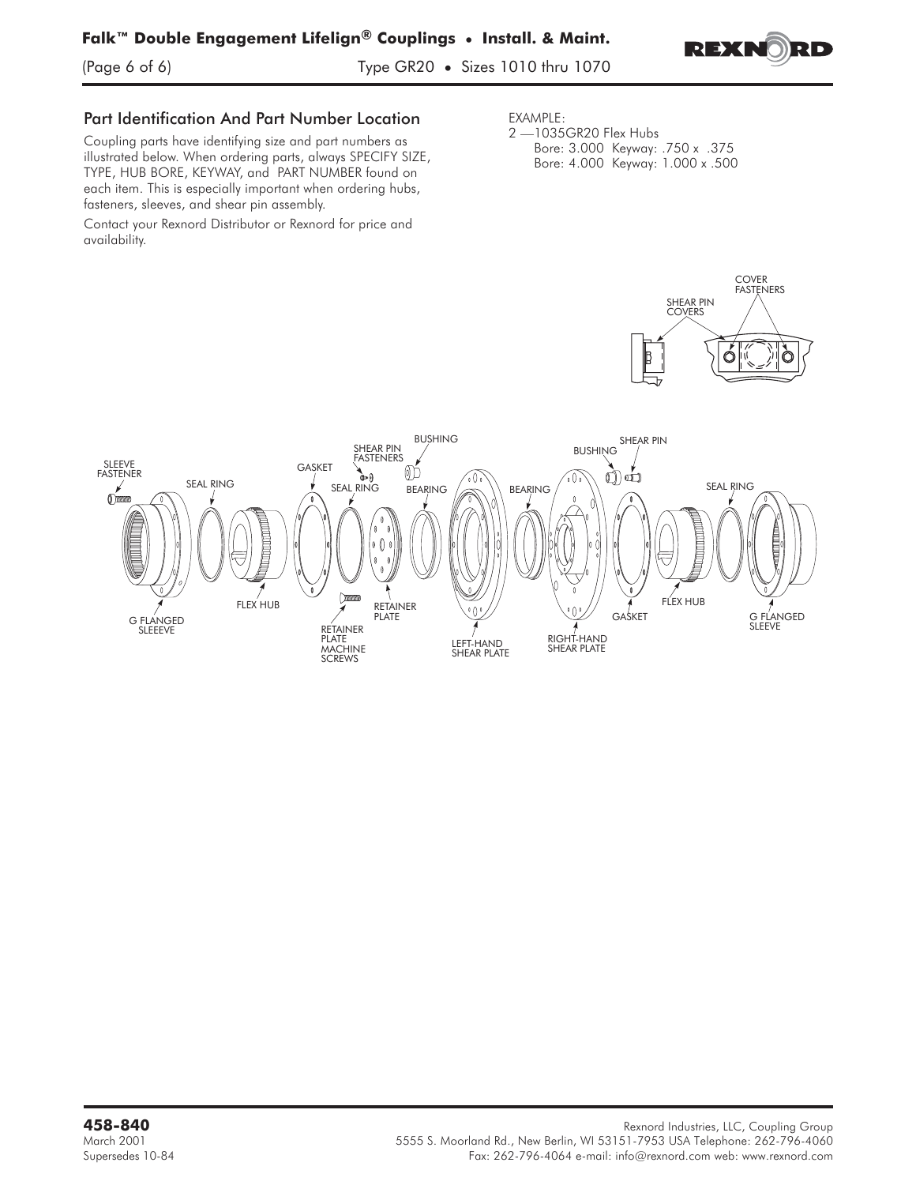## Part Identification And Part Number Location

Coupling parts have identifying size and part numbers as illustrated below. When ordering parts, always SPECIFY SIZE, TYPE, HUB BORE, KEYWAY, and PART NUMBER found on each item. This is especially important when ordering hubs, fasteners, sleeves, and shear pin assembly.

Contact your Rexnord Distributor or Rexnord for price and availability.

EXAMPLE:
2 —1035GR20 Flex Hubs
Bore: 3.000 Keyway: .750 x .375
Bore: 4.000 Keyway: 1.000 x .500

COVER FASTENERS
SHEAR PIN COVERS

SLEEVE FASTENER
SEAL RING
GASKET
SHEAR PIN FASTENERS
BUSHING
SEAL RING
BEARING
BEARING
BUSHING
SHEAR PIN
SEAL RING
G FLANGED SLEEEVE
FLEX HUB
RETAINER PLATE MACHINE SCREWS
RETAINER PLATE
LEFT-HAND SHEAR PLATE
RIGHT-HAND SHEAR PLATE
GASKET
FLEX HUB
G FLANGED SLEEVE

**458-840**
March 2001
Supersedes 10-84

Rexnord Industries, LLC, Coupling Group
5555 S. Moorland Rd., New Berlin, WI 53151-7953 USA Telephone: 262-796-4060
Fax: 262-796-4064 e-mail: info@rexnord.com web: www.rexnord.com